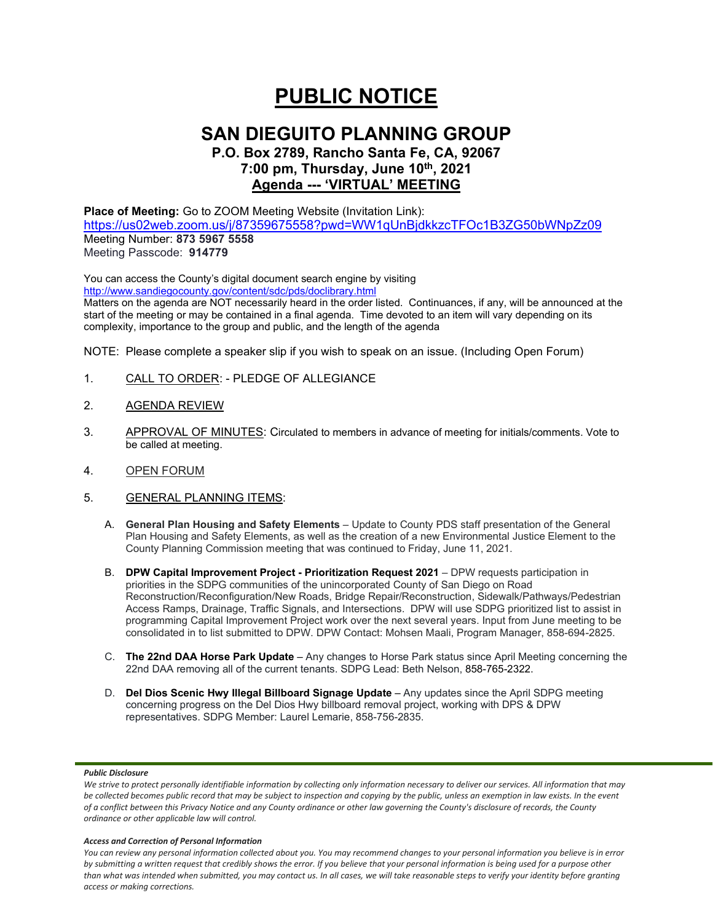# PUBLIC NOTICE

## SAN DIEGUITO PLANNING GROUP

### P.O. Box 2789, Rancho Santa Fe, CA, 92067
### 7:00 pm, Thursday, June 10th, 2021
### Agenda --- 'VIRTUAL' MEETING

**Place of Meeting:** Go to ZOOM Meeting Website (Invitation Link):
https://us02web.zoom.us/j/87359675558?pwd=WW1qUnBjdkkzcTFOc1B3ZG50bWNpZz09
Meeting Number: **873 5967 5558**
Meeting Passcode: **914779**

You can access the County's digital document search engine by visiting
http://www.sandiegocounty.gov/content/sdc/pds/doclibrary.html
Matters on the agenda are NOT necessarily heard in the order listed. Continuances, if any, will be announced at the start of the meeting or may be contained in a final agenda. Time devoted to an item will vary depending on its complexity, importance to the group and public, and the length of the agenda

NOTE: Please complete a speaker slip if you wish to speak on an issue. (Including Open Forum)

1. CALL TO ORDER: - PLEDGE OF ALLEGIANCE

2. AGENDA REVIEW

3. APPROVAL OF MINUTES: Circulated to members in advance of meeting for initials/comments. Vote to be called at meeting.

4. OPEN FORUM

5. GENERAL PLANNING ITEMS:

   A. **General Plan Housing and Safety Elements** – Update to County PDS staff presentation of the General Plan Housing and Safety Elements, as well as the creation of a new Environmental Justice Element to the County Planning Commission meeting that was continued to Friday, June 11, 2021.

   B. **DPW Capital Improvement Project - Prioritization Request 2021** – DPW requests participation in priorities in the SDPG communities of the unincorporated County of San Diego on Road Reconstruction/Reconfiguration/New Roads, Bridge Repair/Reconstruction, Sidewalk/Pathways/Pedestrian Access Ramps, Drainage, Traffic Signals, and Intersections. DPW will use SDPG prioritized list to assist in programming Capital Improvement Project work over the next several years. Input from June meeting to be consolidated in to list submitted to DPW. DPW Contact: Mohsen Maali, Program Manager, 858-694-2825.

   C. **The 22nd DAA Horse Park Update** – Any changes to Horse Park status since April Meeting concerning the 22nd DAA removing all of the current tenants. SDPG Lead: Beth Nelson, 858-765-2322.

   D. **Del Dios Scenic Hwy Illegal Billboard Signage Update** – Any updates since the April SDPG meeting concerning progress on the Del Dios Hwy billboard removal project, working with DPS & DPW representatives. SDPG Member: Laurel Lemarie, 858-756-2835.

***Public Disclosure***

*We strive to protect personally identifiable information by collecting only information necessary to deliver our services. All information that may be collected becomes public record that may be subject to inspection and copying by the public, unless an exemption in law exists. In the event of a conflict between this Privacy Notice and any County ordinance or other law governing the County's disclosure of records, the County ordinance or other applicable law will control.*

***Access and Correction of Personal Information***

*You can review any personal information collected about you. You may recommend changes to your personal information you believe is in error by submitting a written request that credibly shows the error. If you believe that your personal information is being used for a purpose other than what was intended when submitted, you may contact us. In all cases, we will take reasonable steps to verify your identity before granting access or making corrections.*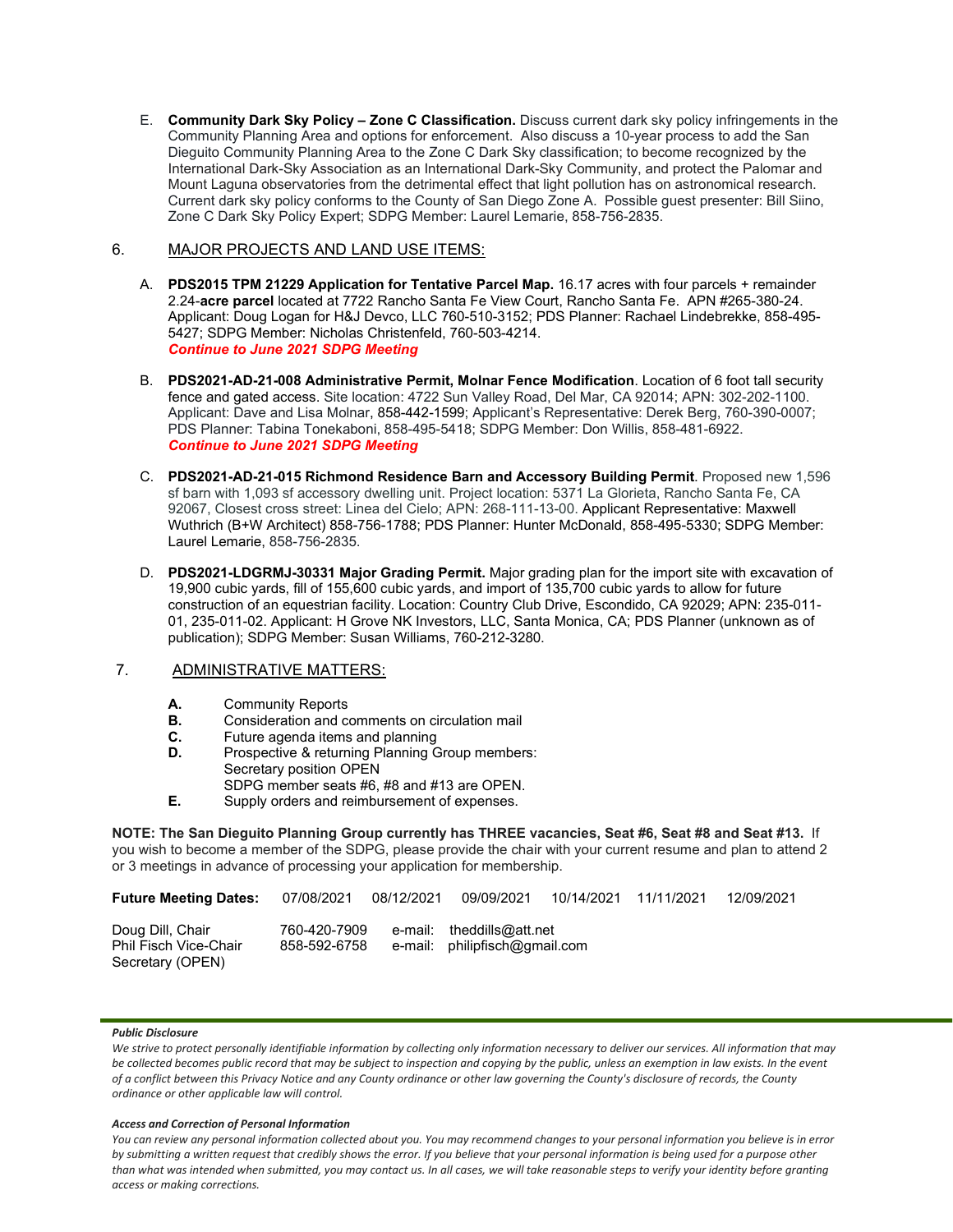E. **Community Dark Sky Policy – Zone C Classification.** Discuss current dark sky policy infringements in the Community Planning Area and options for enforcement. Also discuss a 10-year process to add the San Dieguito Community Planning Area to the Zone C Dark Sky classification; to become recognized by the International Dark-Sky Association as an International Dark-Sky Community, and protect the Palomar and Mount Laguna observatories from the detrimental effect that light pollution has on astronomical research. Current dark sky policy conforms to the County of San Diego Zone A. Possible guest presenter: Bill Siino, Zone C Dark Sky Policy Expert; SDPG Member: Laurel Lemarie, 858-756-2835.

## 6. MAJOR PROJECTS AND LAND USE ITEMS:

A. **PDS2015 TPM 21229 Application for Tentative Parcel Map.** 16.17 acres with four parcels + remainder 2.24-**acre parcel** located at 7722 Rancho Santa Fe View Court, Rancho Santa Fe. APN #265-380-24. Applicant: Doug Logan for H&J Devco, LLC 760-510-3152; PDS Planner: Rachael Lindebrekke, 858-495-5427; SDPG Member: Nicholas Christenfeld, 760-503-4214.
***Continue to June 2021 SDPG Meeting***

B. **PDS2021-AD-21-008 Administrative Permit, Molnar Fence Modification**. Location of 6 foot tall security fence and gated access. Site location: 4722 Sun Valley Road, Del Mar, CA 92014; APN: 302-202-1100. Applicant: Dave and Lisa Molnar, 858-442-1599; Applicant's Representative: Derek Berg, 760-390-0007; PDS Planner: Tabina Tonekaboni, 858-495-5418; SDPG Member: Don Willis, 858-481-6922.
***Continue to June 2021 SDPG Meeting***

C. **PDS2021-AD-21-015 Richmond Residence Barn and Accessory Building Permit**. Proposed new 1,596 sf barn with 1,093 sf accessory dwelling unit. Project location: 5371 La Glorieta, Rancho Santa Fe, CA 92067, Closest cross street: Linea del Cielo; APN: 268-111-13-00. Applicant Representative: Maxwell Wuthrich (B+W Architect) 858-756-1788; PDS Planner: Hunter McDonald, 858-495-5330; SDPG Member: Laurel Lemarie, 858-756-2835.

D. **PDS2021-LDGRMJ-30331 Major Grading Permit.** Major grading plan for the import site with excavation of 19,900 cubic yards, fill of 155,600 cubic yards, and import of 135,700 cubic yards to allow for future construction of an equestrian facility. Location: Country Club Drive, Escondido, CA 92029; APN: 235-011-01, 235-011-02. Applicant: H Grove NK Investors, LLC, Santa Monica, CA; PDS Planner (unknown as of publication); SDPG Member: Susan Williams, 760-212-3280.

## 7. ADMINISTRATIVE MATTERS:

**A.** Community Reports
**B.** Consideration and comments on circulation mail
**C.** Future agenda items and planning
**D.** Prospective & returning Planning Group members:
Secretary position OPEN
SDPG member seats #6, #8 and #13 are OPEN.
**E.** Supply orders and reimbursement of expenses.

**NOTE: The San Dieguito Planning Group currently has THREE vacancies, Seat #6, Seat #8 and Seat #13.** If you wish to become a member of the SDPG, please provide the chair with your current resume and plan to attend 2 or 3 meetings in advance of processing your application for membership.

**Future Meeting Dates:** 07/08/2021 08/12/2021 09/09/2021 10/14/2021 11/11/2021 12/09/2021

Doug Dill, Chair 760-420-7909 e-mail: theddills@att.net
Phil Fisch Vice-Chair 858-592-6758 e-mail: philipfisch@gmail.com
Secretary (OPEN)

***Public Disclosure***

*We strive to protect personally identifiable information by collecting only information necessary to deliver our services. All information that may be collected becomes public record that may be subject to inspection and copying by the public, unless an exemption in law exists. In the event of a conflict between this Privacy Notice and any County ordinance or other law governing the County's disclosure of records, the County ordinance or other applicable law will control.*

***Access and Correction of Personal Information***

*You can review any personal information collected about you. You may recommend changes to your personal information you believe is in error by submitting a written request that credibly shows the error. If you believe that your personal information is being used for a purpose other than what was intended when submitted, you may contact us. In all cases, we will take reasonable steps to verify your identity before granting access or making corrections.*